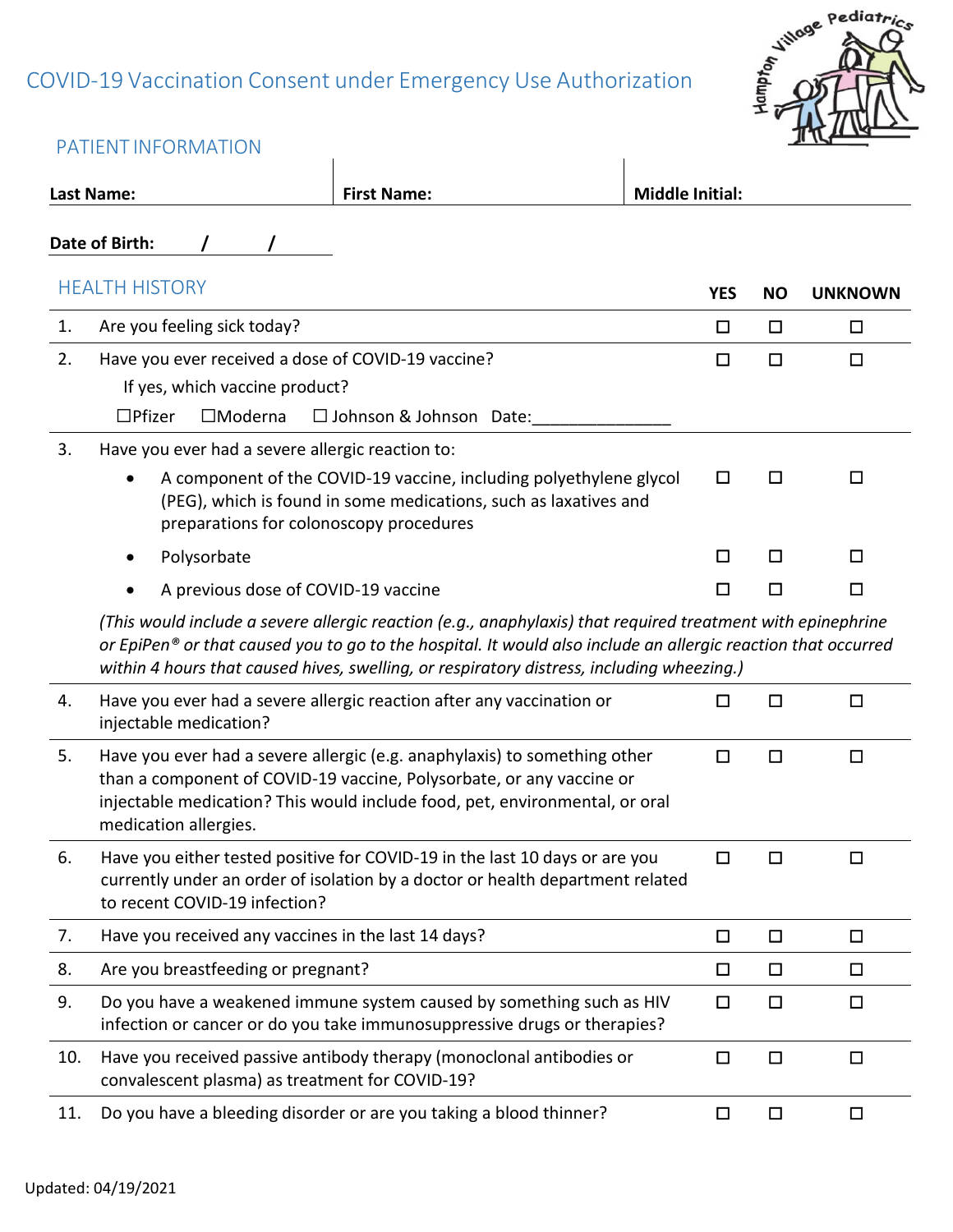# COVID-19 Vaccination Consent under Emergency Use Authorization

## PATIENT INFORMATION

| Last Name: | First Name: | Middle Initial: |
|---|---|---|
| | | |

**Date of Birth:** / /

## HEALTH HISTORY

| | | YES | NO | UNKNOWN |
|---|---|---|---|---|
| 1. | Are you feeling sick today? | ☐ | ☐ | ☐ |
| 2. | Have you ever received a dose of COVID-19 vaccine?<br>If yes, which vaccine product?<br>☐Pfizer ☐Moderna ☐ Johnson & Johnson Date:______________ | ☐ | ☐ | ☐ |
| 3. | Have you ever had a severe allergic reaction to: | | | |
| | • A component of the COVID-19 vaccine, including polyethylene glycol (PEG), which is found in some medications, such as laxatives and preparations for colonoscopy procedures | ☐ | ☐ | ☐ |
| | • Polysorbate | ☐ | ☐ | ☐ |
| | • A previous dose of COVID-19 vaccine | ☐ | ☐ | ☐ |
| | *(This would include a severe allergic reaction (e.g., anaphylaxis) that required treatment with epinephrine or EpiPen® or that caused you to go to the hospital. It would also include an allergic reaction that occurred within 4 hours that caused hives, swelling, or respiratory distress, including wheezing.)* | | | |
| 4. | Have you ever had a severe allergic reaction after any vaccination or injectable medication? | ☐ | ☐ | ☐ |
| 5. | Have you ever had a severe allergic (e.g. anaphylaxis) to something other than a component of COVID-19 vaccine, Polysorbate, or any vaccine or injectable medication? This would include food, pet, environmental, or oral medication allergies. | ☐ | ☐ | ☐ |
| 6. | Have you either tested positive for COVID-19 in the last 10 days or are you currently under an order of isolation by a doctor or health department related to recent COVID-19 infection? | ☐ | ☐ | ☐ |
| 7. | Have you received any vaccines in the last 14 days? | ☐ | ☐ | ☐ |
| 8. | Are you breastfeeding or pregnant? | ☐ | ☐ | ☐ |
| 9. | Do you have a weakened immune system caused by something such as HIV infection or cancer or do you take immunosuppressive drugs or therapies? | ☐ | ☐ | ☐ |
| 10. | Have you received passive antibody therapy (monoclonal antibodies or convalescent plasma) as treatment for COVID-19? | ☐ | ☐ | ☐ |
| 11. | Do you have a bleeding disorder or are you taking a blood thinner? | ☐ | ☐ | ☐ |

Updated: 04/19/2021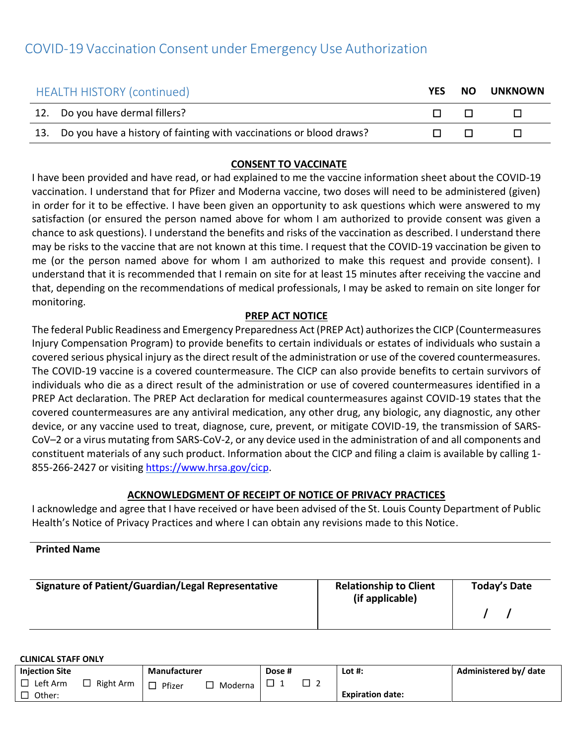# COVID-19 Vaccination Consent under Emergency Use Authorization

| HEALTH HISTORY (continued) | YES | NO | UNKNOWN |
|---|---|---|---|
| 12. Do you have dermal fillers? | ☐ | ☐ | ☐ |
| 13. Do you have a history of fainting with vaccinations or blood draws? | ☐ | ☐ | ☐ |

**CONSENT TO VACCINATE**

I have been provided and have read, or had explained to me the vaccine information sheet about the COVID-19 vaccination. I understand that for Pfizer and Moderna vaccine, two doses will need to be administered (given) in order for it to be effective. I have been given an opportunity to ask questions which were answered to my satisfaction (or ensured the person named above for whom I am authorized to provide consent was given a chance to ask questions). I understand the benefits and risks of the vaccination as described. I understand there may be risks to the vaccine that are not known at this time. I request that the COVID-19 vaccination be given to me (or the person named above for whom I am authorized to make this request and provide consent). I understand that it is recommended that I remain on site for at least 15 minutes after receiving the vaccine and that, depending on the recommendations of medical professionals, I may be asked to remain on site longer for monitoring.

**PREP ACT NOTICE**

The federal Public Readiness and Emergency Preparedness Act (PREP Act) authorizes the CICP (Countermeasures Injury Compensation Program) to provide benefits to certain individuals or estates of individuals who sustain a covered serious physical injury as the direct result of the administration or use of the covered countermeasures. The COVID-19 vaccine is a covered countermeasure. The CICP can also provide benefits to certain survivors of individuals who die as a direct result of the administration or use of covered countermeasures identified in a PREP Act declaration. The PREP Act declaration for medical countermeasures against COVID-19 states that the covered countermeasures are any antiviral medication, any other drug, any biologic, any diagnostic, any other device, or any vaccine used to treat, diagnose, cure, prevent, or mitigate COVID-19, the transmission of SARS-CoV–2 or a virus mutating from SARS-CoV-2, or any device used in the administration of and all components and constituent materials of any such product. Information about the CICP and filing a claim is available by calling 1-855-266-2427 or visiting https://www.hrsa.gov/cicp.

**ACKNOWLEDGMENT OF RECEIPT OF NOTICE OF PRIVACY PRACTICES**

I acknowledge and agree that I have received or have been advised of the St. Louis County Department of Public Health's Notice of Privacy Practices and where I can obtain any revisions made to this Notice.

**Printed Name**

| Signature of Patient/Guardian/Legal Representative | Relationship to Client (if applicable) | Today's Date |
|---|---|---|
| | | / / |

**CLINICAL STAFF ONLY**

| Injection Site | Manufacturer | Dose # | Lot #: | Administered by/ date |
|---|---|---|---|---|
| ☐ Left Arm ☐ Right Arm ☐ Other: | ☐ Pfizer ☐ Moderna | ☐ 1 ☐ 2 | Expiration date: | |